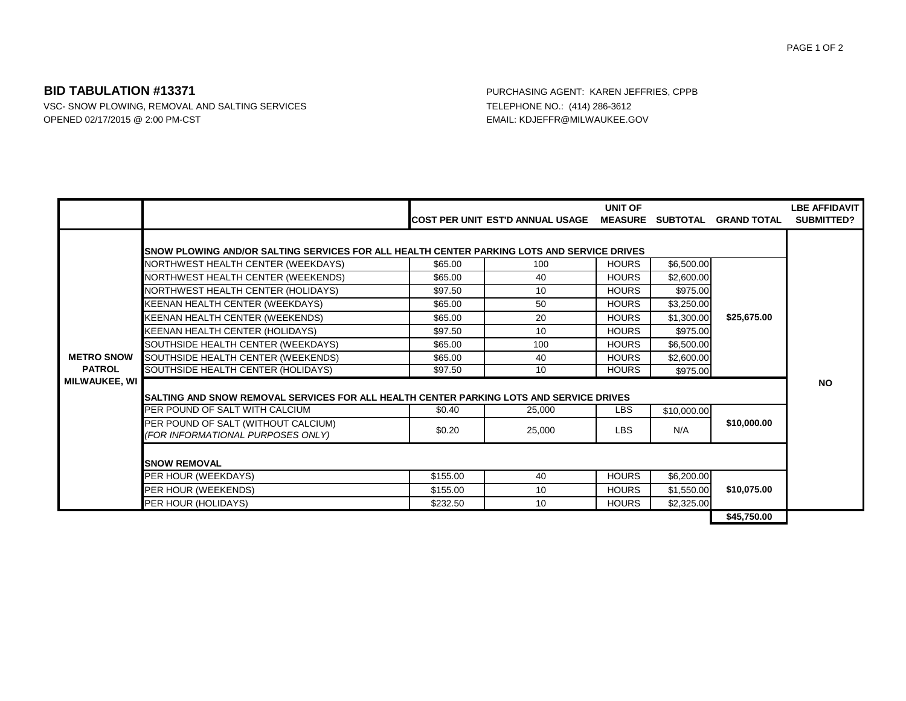**BID TABULATION #13371**

VSC- SNOW PLOWING, REMOVAL AND SALTING SERVICES
OPENED 02/17/2015 @ 2:00 PM-CST

PURCHASING AGENT: KAREN JEFFRIES, CPPB
TELEPHONE NO.: (414) 286-3612
EMAIL: KDJEFFR@MILWAUKEE.GOV

| | | COST PER UNIT | EST'D ANNUAL USAGE | UNIT OF MEASURE | SUBTOTAL | GRAND TOTAL | LBE AFFIDAVIT SUBMITTED? |
|---|---|---|---|---|---|---|---|
| METRO SNOW PATROL MILWAUKEE, WI | **SNOW PLOWING AND/OR SALTING SERVICES FOR ALL HEALTH CENTER PARKING LOTS AND SERVICE DRIVES** | | | | | | NO |
| | NORTHWEST HEALTH CENTER (WEEKDAYS) | $65.00 | 100 | HOURS | $6,500.00 | $25,675.00 | |
| | NORTHWEST HEALTH CENTER (WEEKENDS) | $65.00 | 40 | HOURS | $2,600.00 | | |
| | NORTHWEST HEALTH CENTER (HOLIDAYS) | $97.50 | 10 | HOURS | $975.00 | | |
| | KEENAN HEALTH CENTER (WEEKDAYS) | $65.00 | 50 | HOURS | $3,250.00 | | |
| | KEENAN HEALTH CENTER (WEEKENDS) | $65.00 | 20 | HOURS | $1,300.00 | | |
| | KEENAN HEALTH CENTER (HOLIDAYS) | $97.50 | 10 | HOURS | $975.00 | | |
| | SOUTHSIDE HEALTH CENTER (WEEKDAYS) | $65.00 | 100 | HOURS | $6,500.00 | | |
| | SOUTHSIDE HEALTH CENTER (WEEKENDS) | $65.00 | 40 | HOURS | $2,600.00 | | |
| | SOUTHSIDE HEALTH CENTER (HOLIDAYS) | $97.50 | 10 | HOURS | $975.00 | | |
| | **SALTING AND SNOW REMOVAL SERVICES FOR ALL HEALTH CENTER PARKING LOTS AND SERVICE DRIVES** | | | | | | |
| | PER POUND OF SALT WITH CALCIUM | $0.40 | 25,000 | LBS | $10,000.00 | $10,000.00 | |
| | PER POUND OF SALT (WITHOUT CALCIUM) *(FOR INFORMATIONAL PURPOSES ONLY)* | $0.20 | 25,000 | LBS | N/A | | |
| | **SNOW REMOVAL** | | | | | | |
| | PER HOUR (WEEKDAYS) | $155.00 | 40 | HOURS | $6,200.00 | $10,075.00 | |
| | PER HOUR (WEEKENDS) | $155.00 | 10 | HOURS | $1,550.00 | | |
| | PER HOUR (HOLIDAYS) | $232.50 | 10 | HOURS | $2,325.00 | | |
| | | | | | | **$45,750.00** | |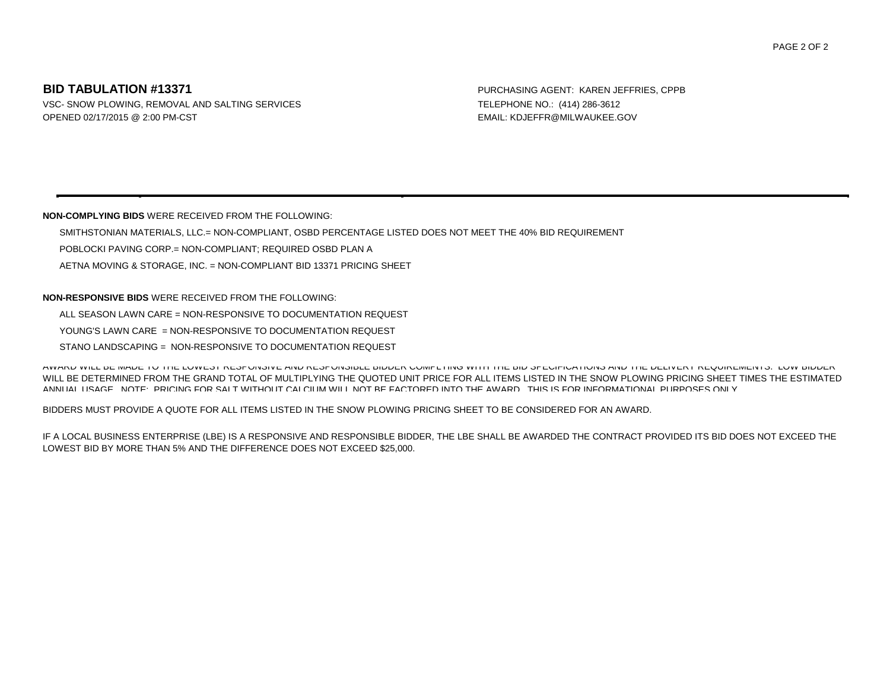## BID TABULATION #13371

VSC- SNOW PLOWING, REMOVAL AND SALTING SERVICES
OPENED 02/17/2015 @ 2:00 PM-CST

PURCHASING AGENT: KAREN JEFFRIES, CPPB
TELEPHONE NO.: (414) 286-3612
EMAIL: KDJEFFR@MILWAUKEE.GOV

**NON-COMPLYING BIDS** WERE RECEIVED FROM THE FOLLOWING:

SMITHSTONIAN MATERIALS, LLC.= NON-COMPLIANT, OSBD PERCENTAGE LISTED DOES NOT MEET THE 40% BID REQUIREMENT

POBLOCKI PAVING CORP.= NON-COMPLIANT; REQUIRED OSBD PLAN A

AETNA MOVING & STORAGE, INC. = NON-COMPLIANT BID 13371 PRICING SHEET

**NON-RESPONSIVE BIDS** WERE RECEIVED FROM THE FOLLOWING:

ALL SEASON LAWN CARE = NON-RESPONSIVE TO DOCUMENTATION REQUEST

YOUNG'S LAWN CARE = NON-RESPONSIVE TO DOCUMENTATION REQUEST

STANO LANDSCAPING = NON-RESPONSIVE TO DOCUMENTATION REQUEST

AWARD WILL BE MADE TO THE LOWEST RESPONSIVE AND RESPONSIBLE BIDDER COMPLYING WITH THE BID SPECIFICATIONS AND THE DELIVERY REQUIREMENTS. LOW BIDDER WILL BE DETERMINED FROM THE GRAND TOTAL OF MULTIPLYING THE QUOTED UNIT PRICE FOR ALL ITEMS LISTED IN THE SNOW PLOWING PRICING SHEET TIMES THE ESTIMATED ANNUAL USAGE. NOTE: PRICING FOR SALT WITHOUT CALCIUM WILL NOT BE FACTORED INTO THE AWARD. THIS IS FOR INFORMATIONAL PURPOSES ONLY.

BIDDERS MUST PROVIDE A QUOTE FOR ALL ITEMS LISTED IN THE SNOW PLOWING PRICING SHEET TO BE CONSIDERED FOR AN AWARD.

IF A LOCAL BUSINESS ENTERPRISE (LBE) IS A RESPONSIVE AND RESPONSIBLE BIDDER, THE LBE SHALL BE AWARDED THE CONTRACT PROVIDED ITS BID DOES NOT EXCEED THE LOWEST BID BY MORE THAN 5% AND THE DIFFERENCE DOES NOT EXCEED $25,000.